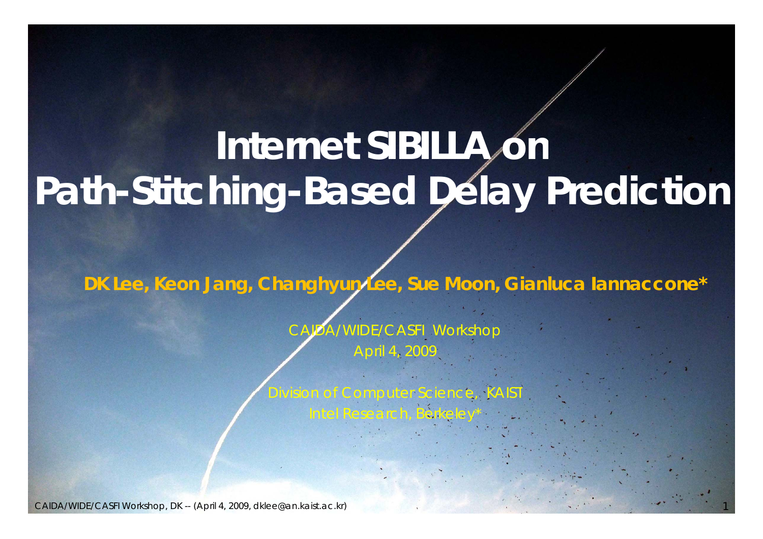# Internet SIBILLA on Path-Stitching-Based Delay Prediction

**DK Lee, Keon Jang, Changhyun Lee, Sue Moon, Gianluca Iannaccone***

CAIDA/WIDE/CASFI Workshop
April 4, 2009

Division of Computer Science, KAIST
Intel Research, Berkeley*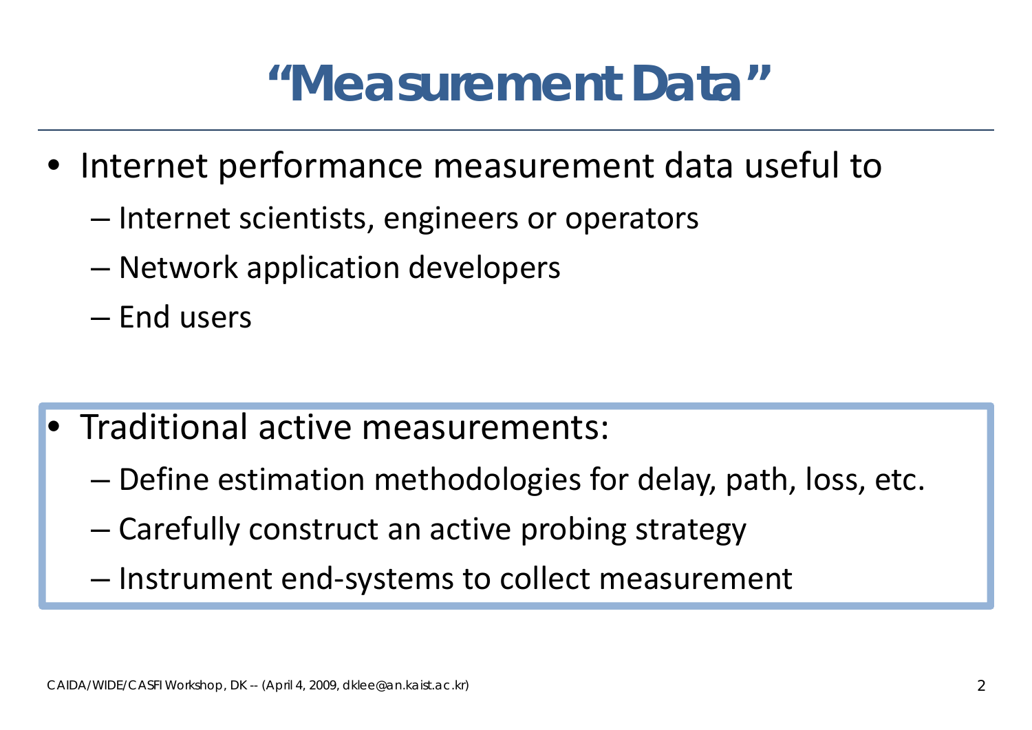# "Measurement Data"

- Internet performance measurement data useful to
  - Internet scientists, engineers or operators
  - Network application developers
  - End users

- Traditional active measurements:
  - Define estimation methodologies for delay, path, loss, etc.
  - Carefully construct an active probing strategy
  - Instrument end-systems to collect measurement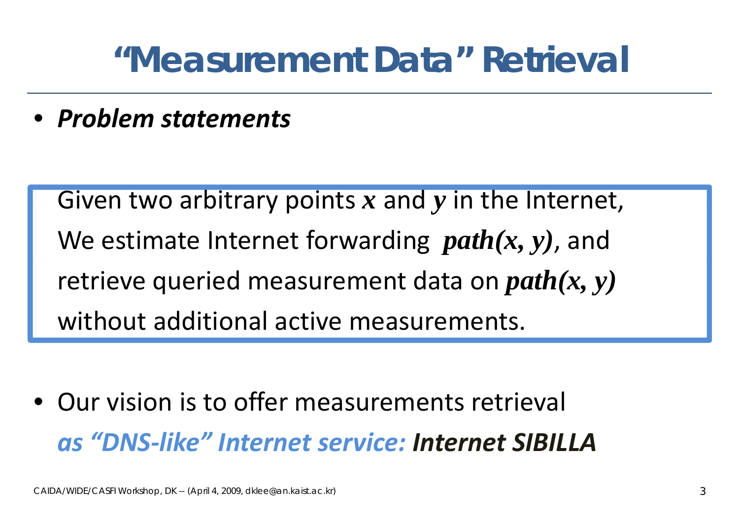# "Measurement Data" Retrieval

- ***Problem statements***

> Given two arbitrary points $x$ and $y$ in the Internet,
> We estimate Internet forwarding ***path(x, y)***, and
> retrieve queried measurement data on ***path(x, y)***
> without additional active measurements.

- Our vision is to offer measurements retrieval
  ***as "DNS-like" Internet service: Internet SIBILLA***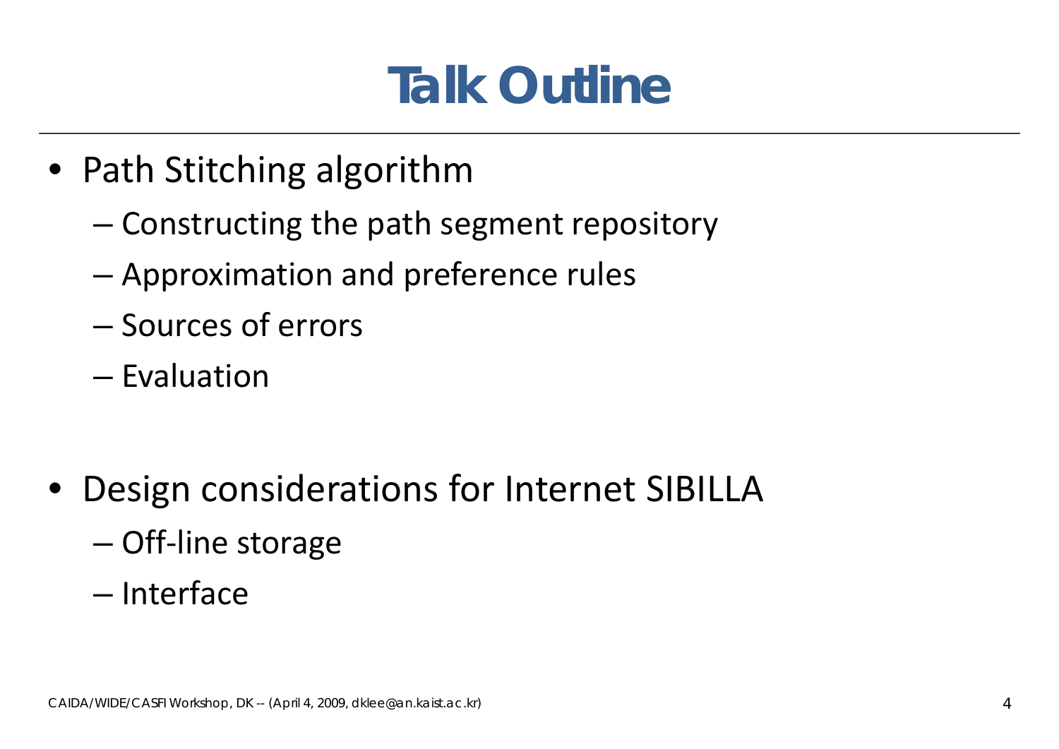# Talk Outline

- Path Stitching algorithm
  - Constructing the path segment repository
  - Approximation and preference rules
  - Sources of errors
  - Evaluation

- Design considerations for Internet SIBILLA
  - Off-line storage
  - Interface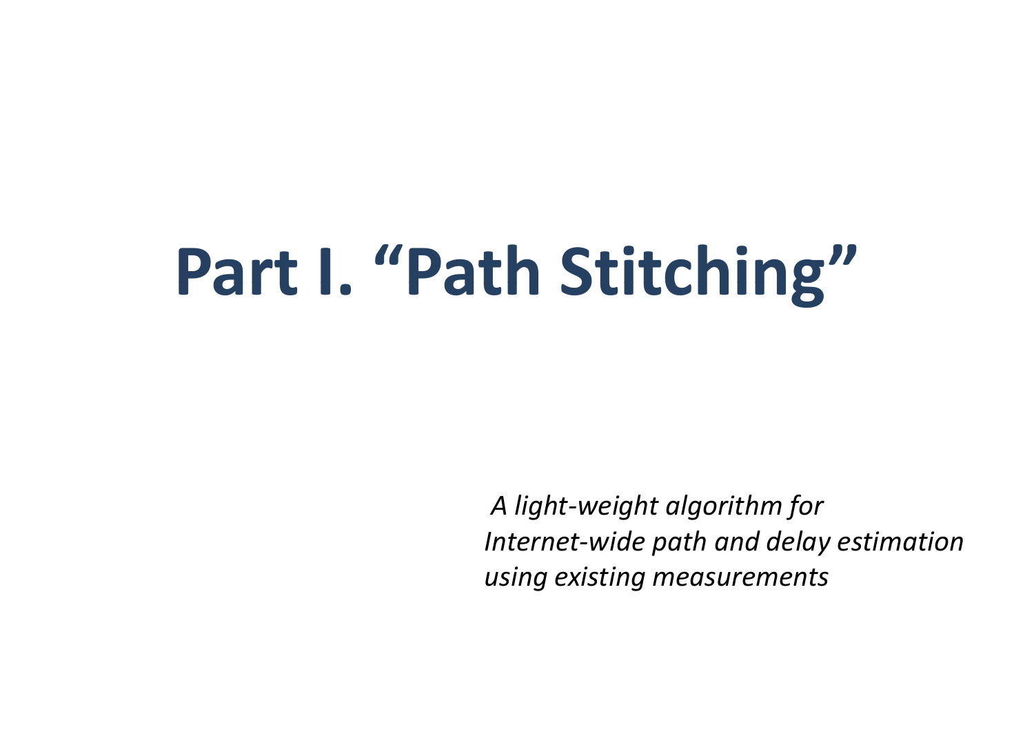# Part I. “Path Stitching”

*A light-weight algorithm for*
*Internet-wide path and delay estimation*
*using existing measurements*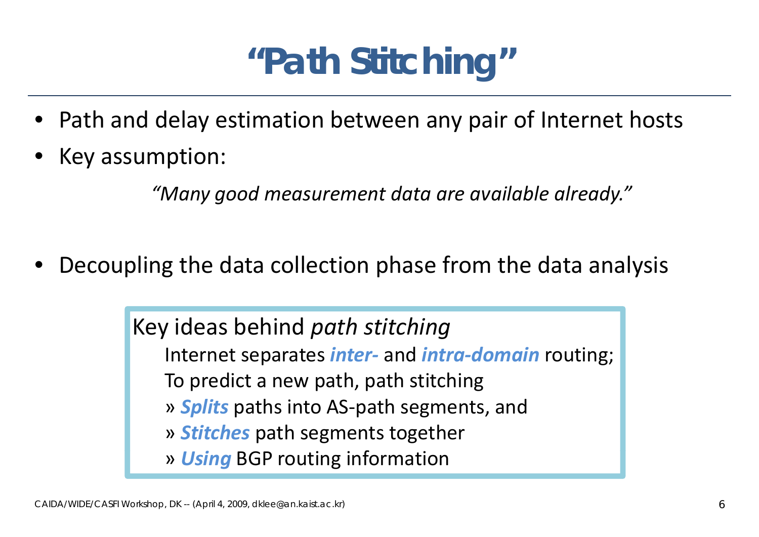# "Path Stitching"

- Path and delay estimation between any pair of Internet hosts
- Key assumption:

  *"Many good measurement data are available already."*

- Decoupling the data collection phase from the data analysis

> Key ideas behind *path stitching*
>
> Internet separates ***inter-*** and ***intra-domain*** routing;
>
> To predict a new path, path stitching
>
> » ***Splits*** paths into AS-path segments, and
>
> » ***Stitches*** path segments together
>
> » ***Using*** BGP routing information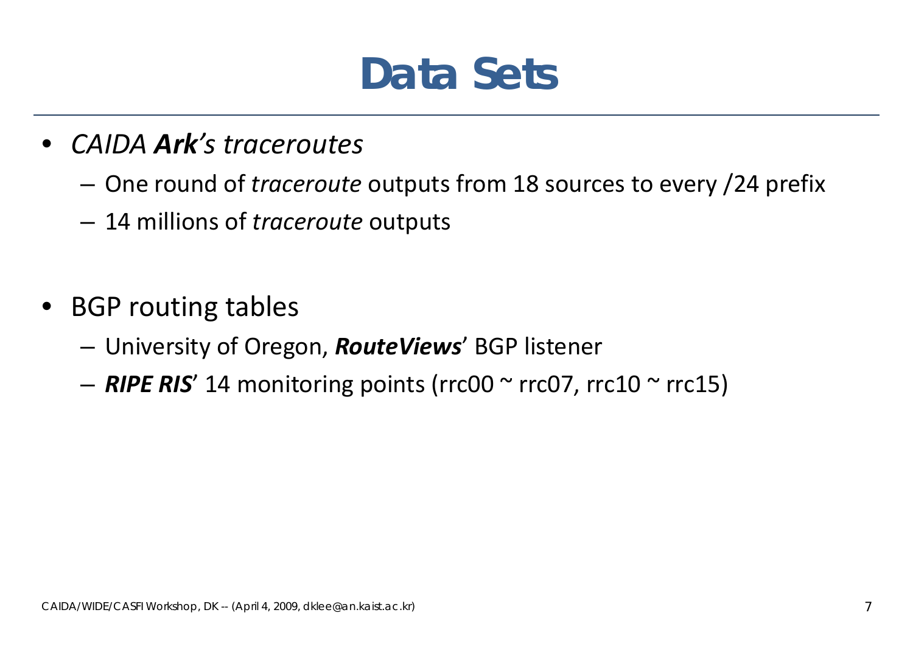# Data Sets

- *CAIDA **Ark**'s traceroutes*
  - One round of *traceroute* outputs from 18 sources to every /24 prefix
  - 14 millions of *traceroute* outputs

- BGP routing tables
  - University of Oregon, ***RouteViews***' BGP listener
  - ***RIPE RIS***' 14 monitoring points (rrc00 ~ rrc07, rrc10 ~ rrc15)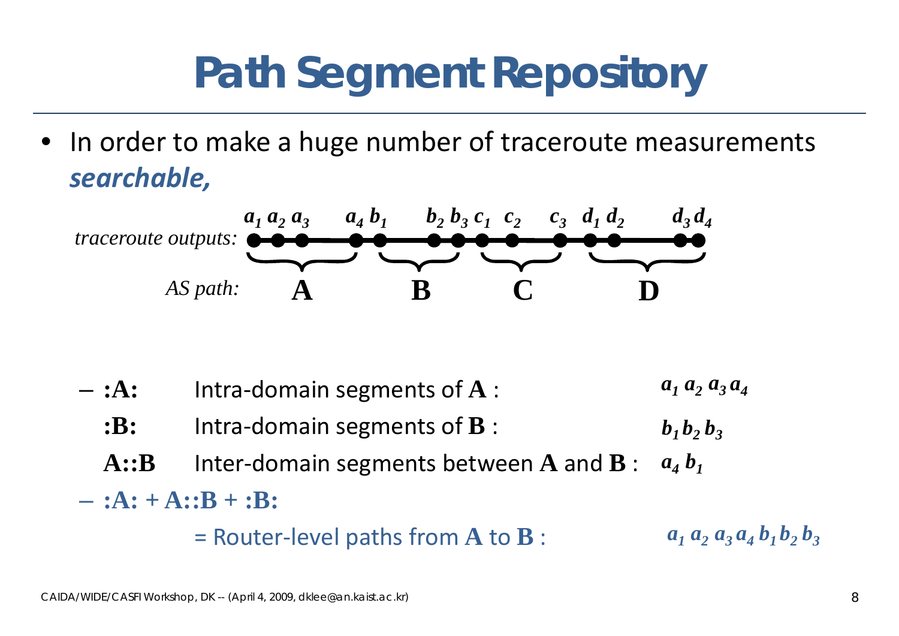# Path Segment Repository

- In order to make a huge number of traceroute measurements ***searchable,***

*traceroute outputs:* $a_1\, a_2\, a_3 \quad a_4\, b_1 \quad b_2\, b_3\, c_1\, c_2 \quad c_3\, d_1\, d_2 \quad d_3\, d_4$

*AS path:* **A** **B** **C** **D**

- **:A:** Intra-domain segments of **A** : $a_1\, a_2\, a_3\, a_4$
  - **:B:** Intra-domain segments of **B** : $b_1\, b_2\, b_3$
  - **A::B** Inter-domain segments between **A** and **B** : $a_4\, b_1$
- **:A: + A::B + :B:**

  = Router-level paths from **A** to **B** : $a_1\, a_2\, a_3\, a_4\, b_1\, b_2\, b_3$

CAIDA/WIDE/CASFI Workshop, DK -- (April 4, 2009, dklee@an.kaist.ac.kr)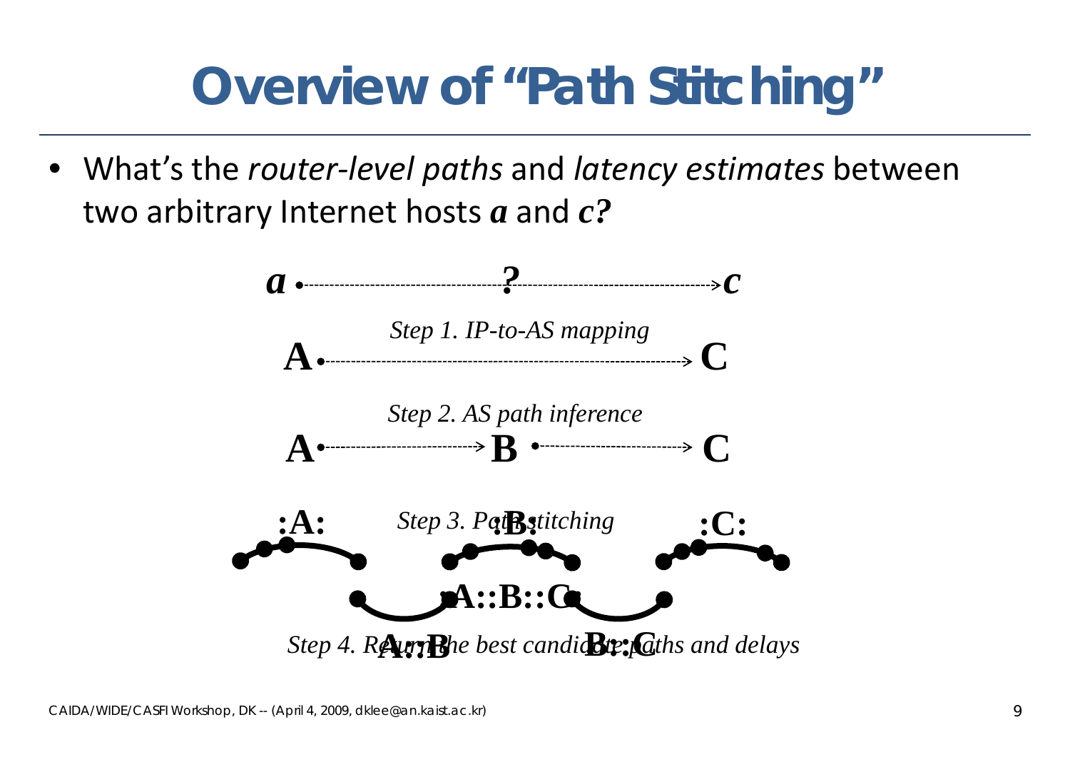# Overview of "Path Stitching"

- What's the *router-level paths* and *latency estimates* between two arbitrary Internet hosts ***a*** and ***c*?**

***a*** ---------- **?** ----------> ***c***

*Step 1. IP-to-AS mapping*

**A** ----------> **C**

*Step 2. AS path inference*

**A** ----------> **B** ----------> **C**

*Step 3. Path stitching*

**:A:** **:B:** **:C:**

**A::B** **A::B::C** **B::C**

*Step 4. Return the best candidate paths and delays*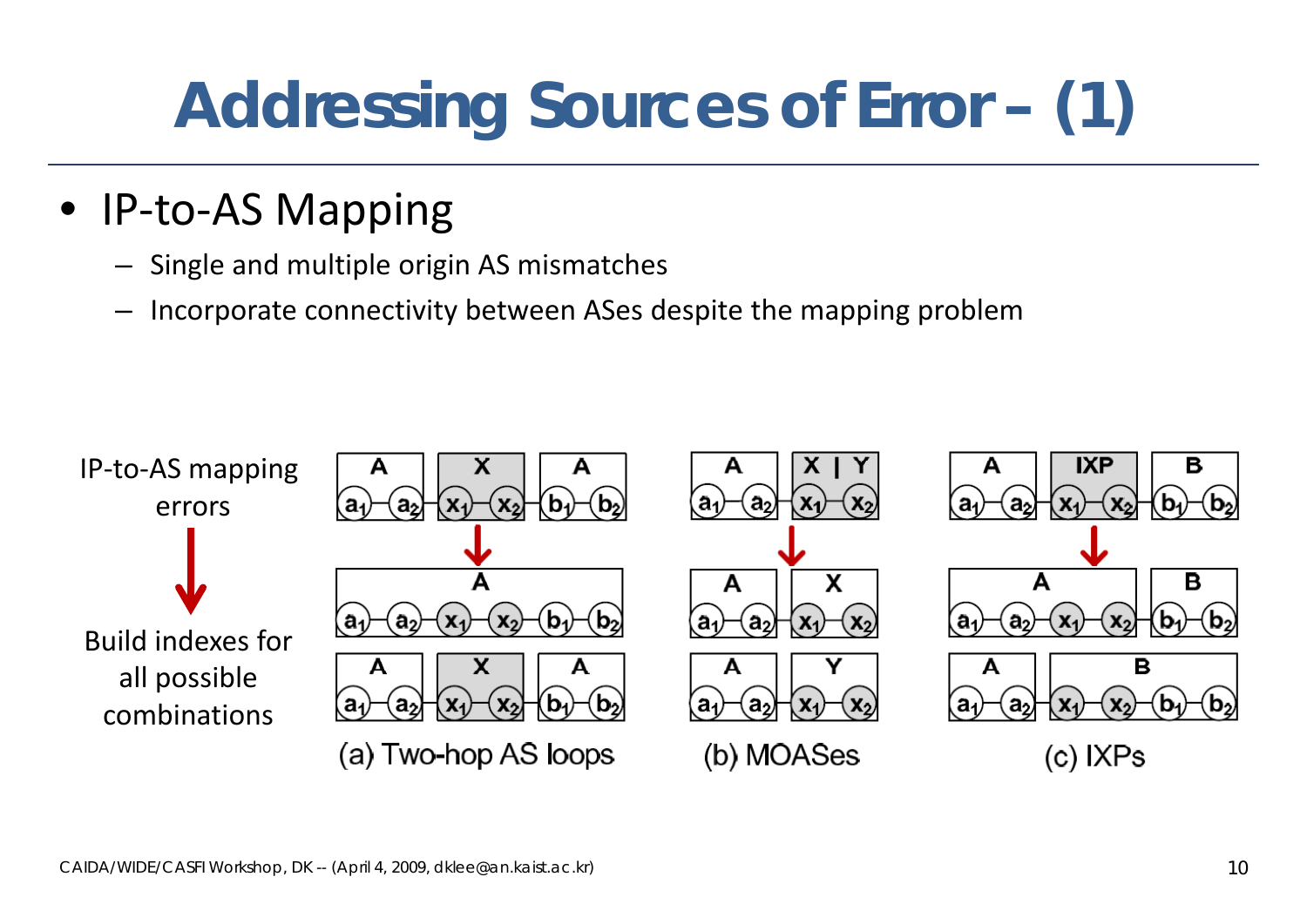# Addressing Sources of Error – (1)

- IP-to-AS Mapping
  - Single and multiple origin AS mismatches
  - Incorporate connectivity between ASes despite the mapping problem

IP-to-AS mapping errors

↓

Build indexes for all possible combinations

(a) Two-hop AS loops

(b) MOASes

(c) IXPs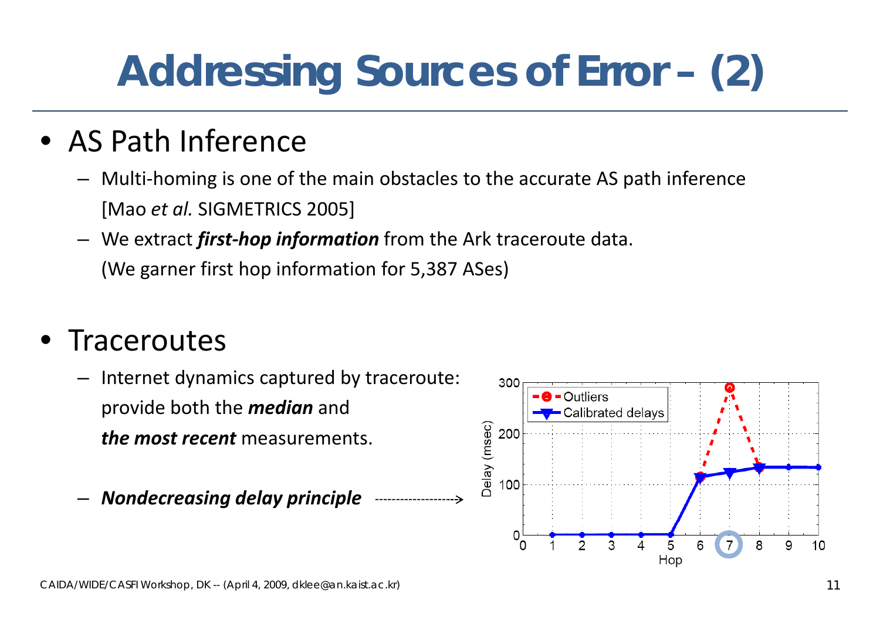# Addressing Sources of Error – (2)

- AS Path Inference
  - Multi-homing is one of the main obstacles to the accurate AS path inference [Mao *et al.* SIGMETRICS 2005]
  - We extract ***first-hop information*** from the Ark traceroute data. (We garner first hop information for 5,387 ASes)

- Traceroutes
  - Internet dynamics captured by traceroute: provide both the ***median*** and ***the most recent*** measurements.
  - ***Nondecreasing delay principle*** ------------------>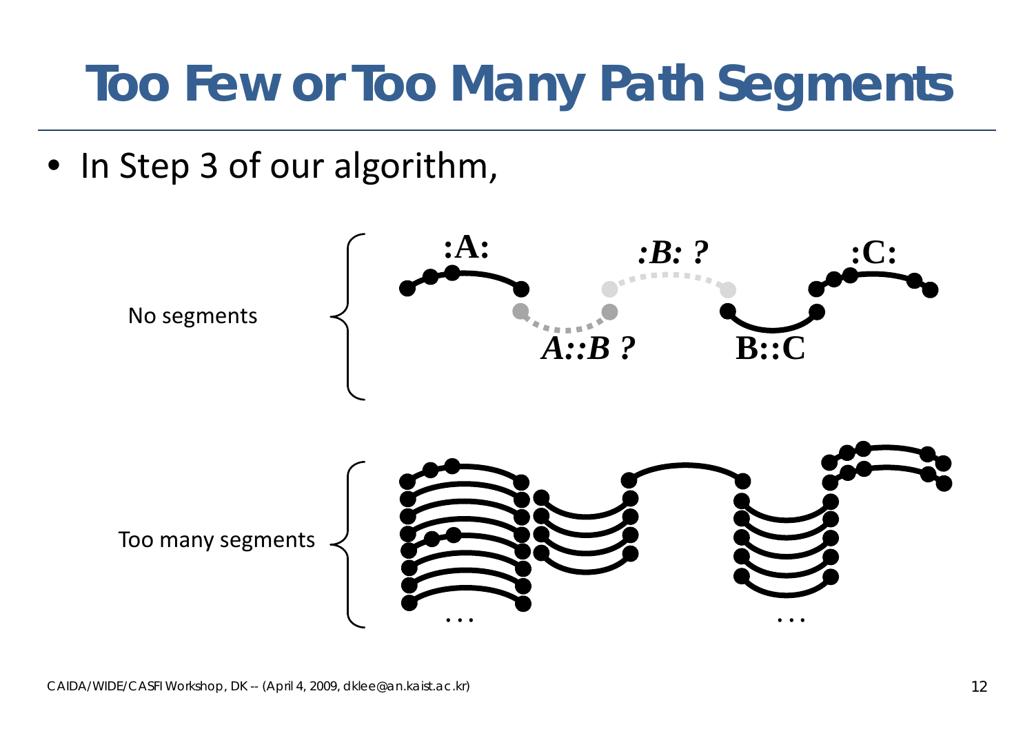# Too Few or Too Many Path Segments

- In Step 3 of our algorithm,

No segments

:A:

*:B: ?*

:C:

*A::B ?*

B::C

Too many segments

…

…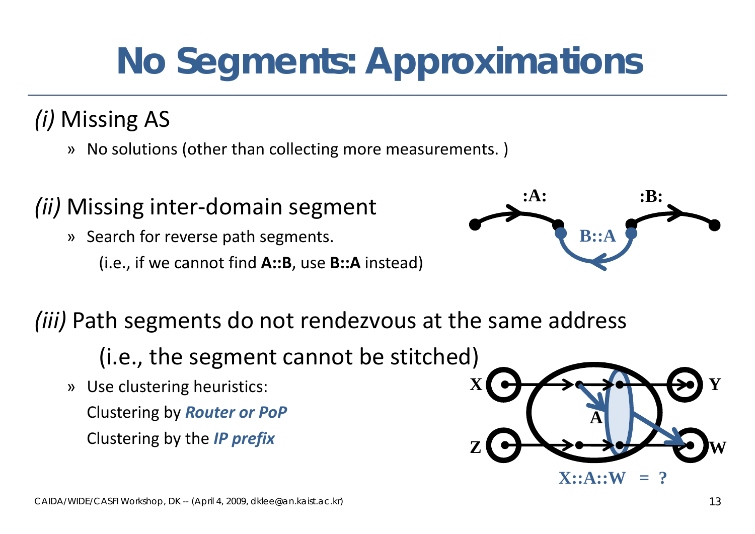# No Segments: Approximations

*(i)* Missing AS

- No solutions (other than collecting more measurements. )

*(ii)* Missing inter-domain segment

- Search for reverse path segments.
  (i.e., if we cannot find **A::B**, use **B::A** instead)

*(iii)* Path segments do not rendezvous at the same address

(i.e., the segment cannot be stitched)

- Use clustering heuristics:
  Clustering by ***Router or PoP***
  Clustering by the ***IP prefix***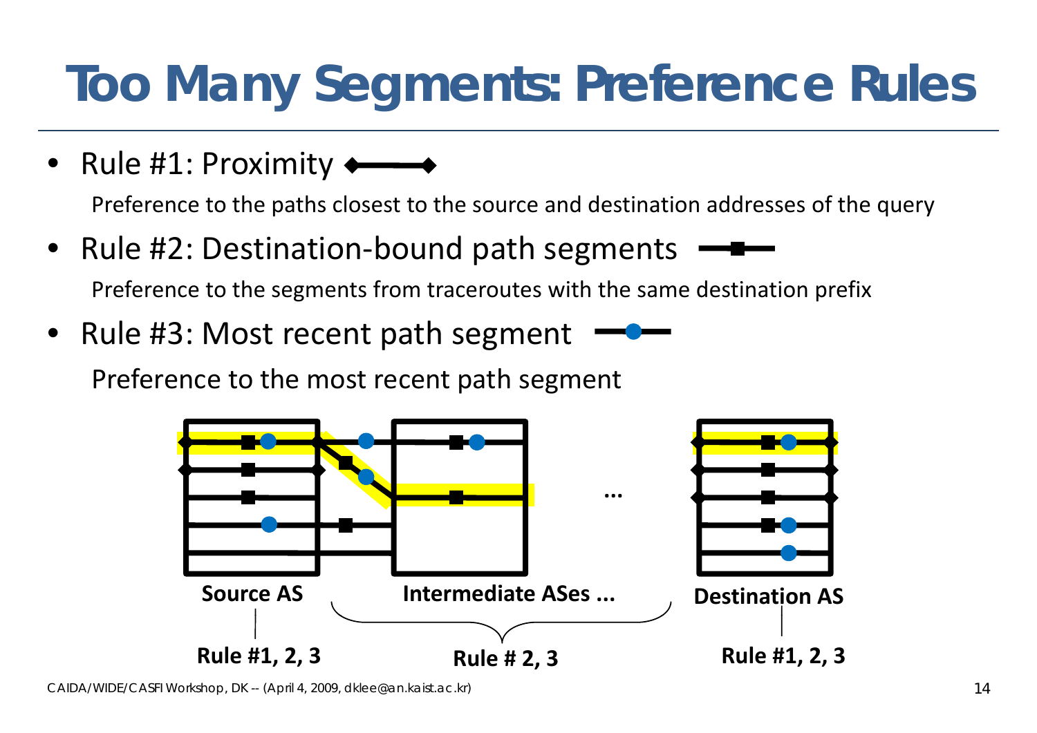# Too Many Segments: Preference Rules

- Rule #1: Proximity

  Preference to the paths closest to the source and destination addresses of the query

- Rule #2: Destination-bound path segments

  Preference to the segments from traceroutes with the same destination prefix

- Rule #3: Most recent path segment

  Preference to the most recent path segment

Source AS — Rule #1, 2, 3

Intermediate ASes ... — Rule # 2, 3

Destination AS — Rule #1, 2, 3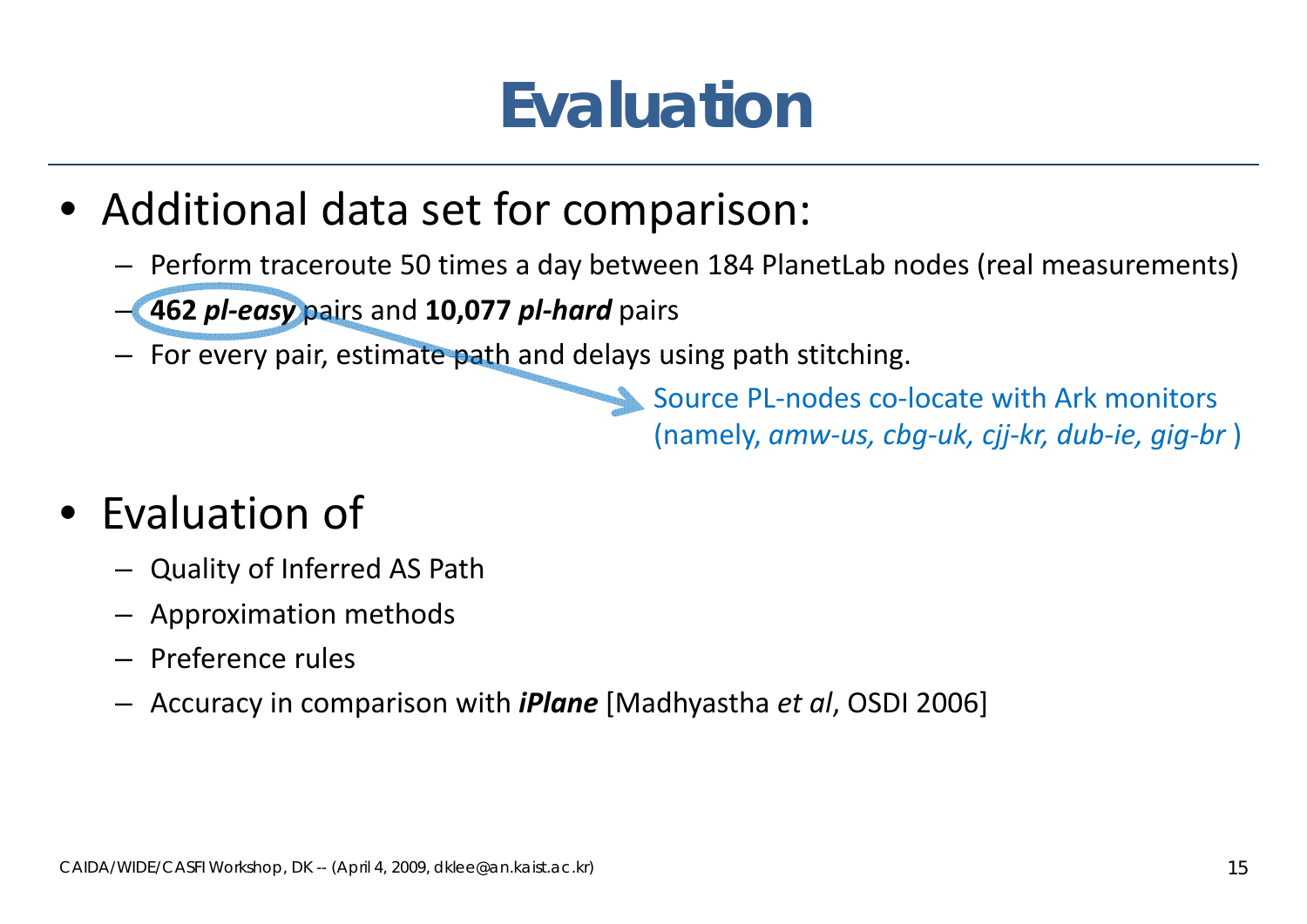# Evaluation

- Additional data set for comparison:
  - Perform traceroute 50 times a day between 184 PlanetLab nodes (real measurements)
  - **462 *pl-easy*** pairs and **10,077 *pl-hard*** pairs
  - For every pair, estimate path and delays using path stitching.

  Source PL-nodes co-locate with Ark monitors (namely, *amw-us, cbg-uk, cjj-kr, dub-ie, gig-br* )

- Evaluation of
  - Quality of Inferred AS Path
  - Approximation methods
  - Preference rules
  - Accuracy in comparison with ***iPlane*** [Madhyastha *et al*, OSDI 2006]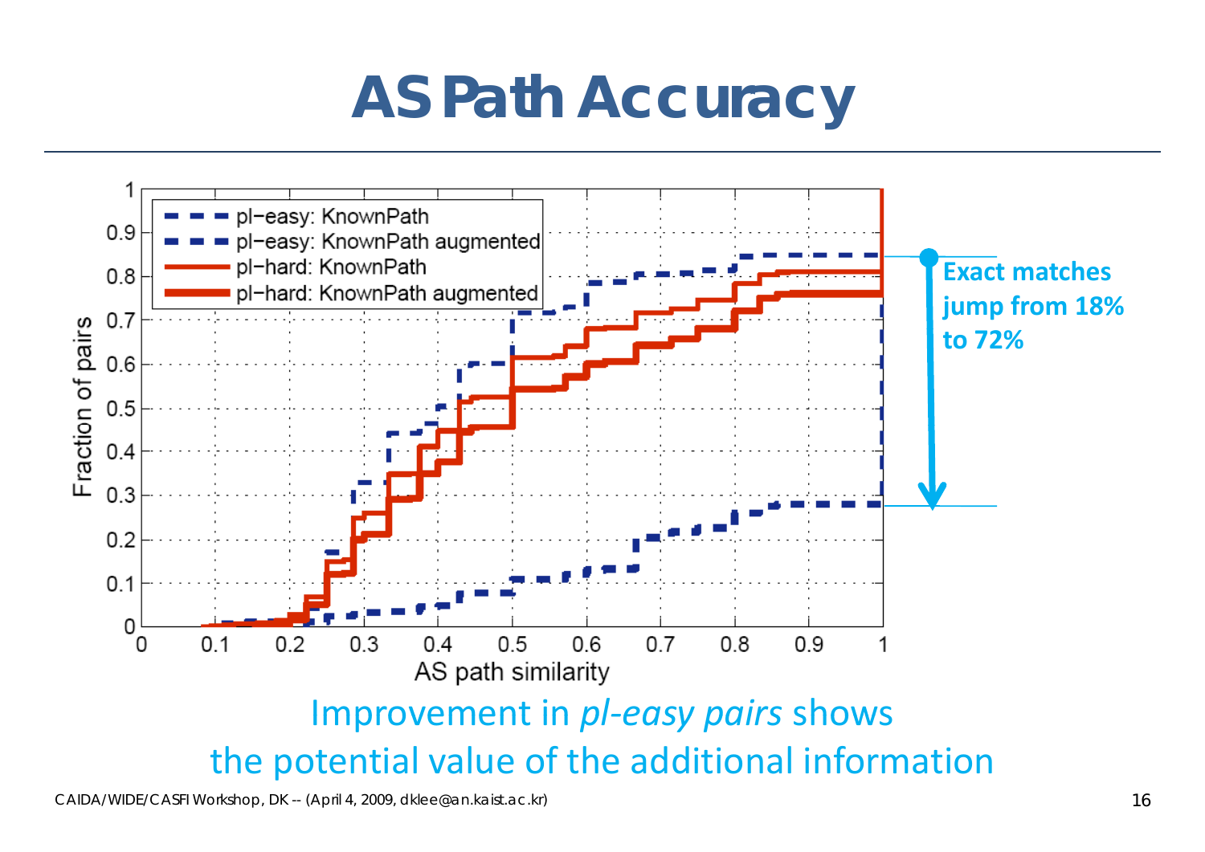# AS Path Accuracy

Exact matches jump from 18% to 72%

Improvement in *pl-easy pairs* shows the potential value of the additional information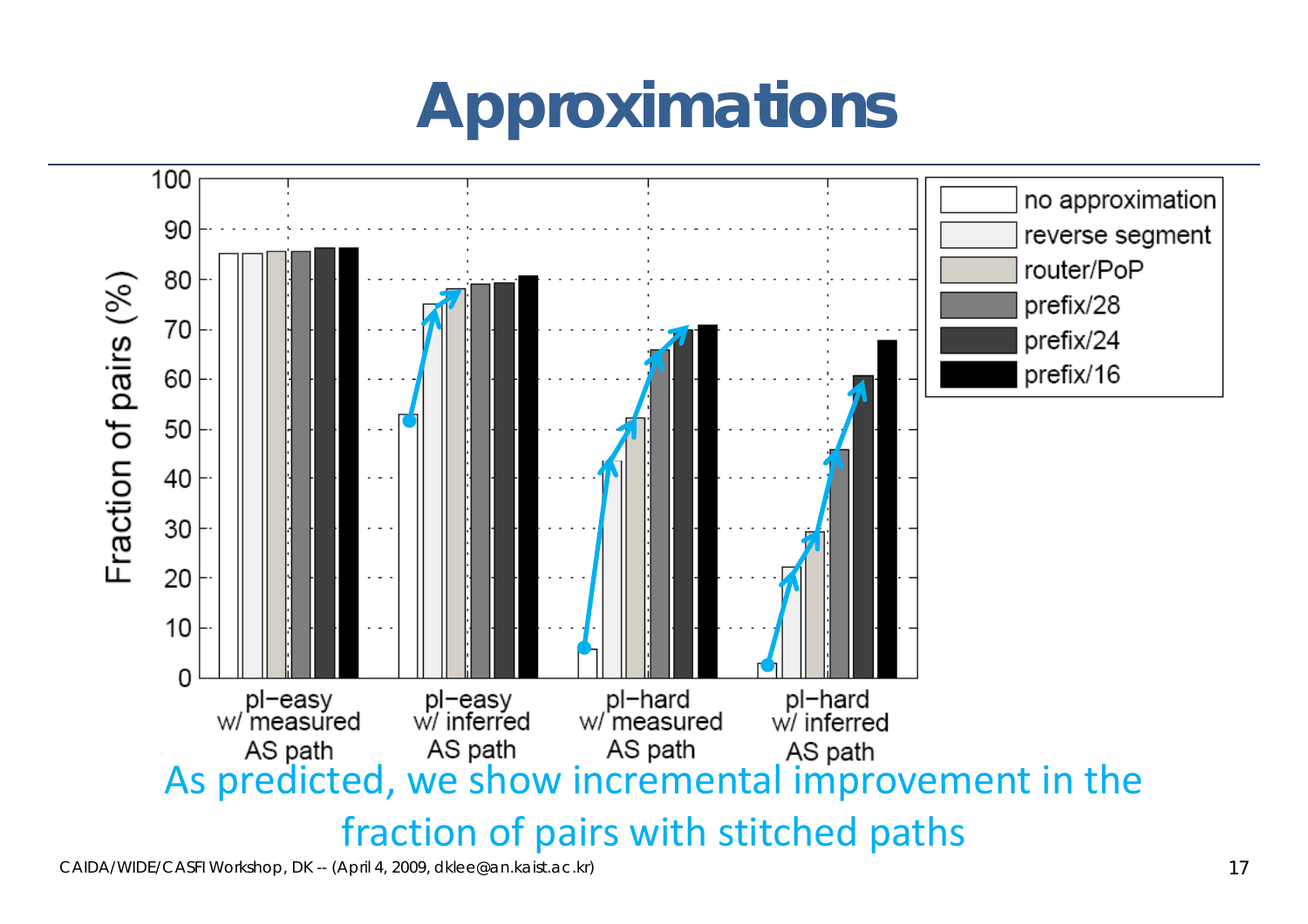# Approximations

As predicted, we show incremental improvement in the fraction of pairs with stitched paths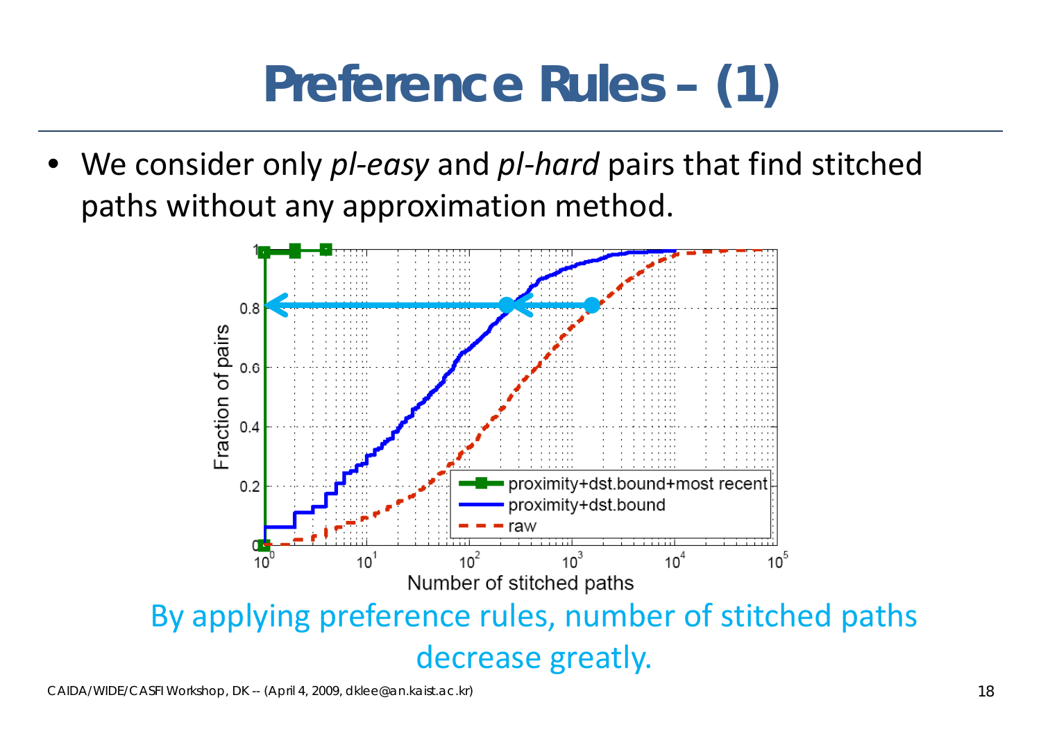# Preference Rules – (1)

- We consider only *pl-easy* and *pl-hard* pairs that find stitched paths without any approximation method.

By applying preference rules, number of stitched paths decrease greatly.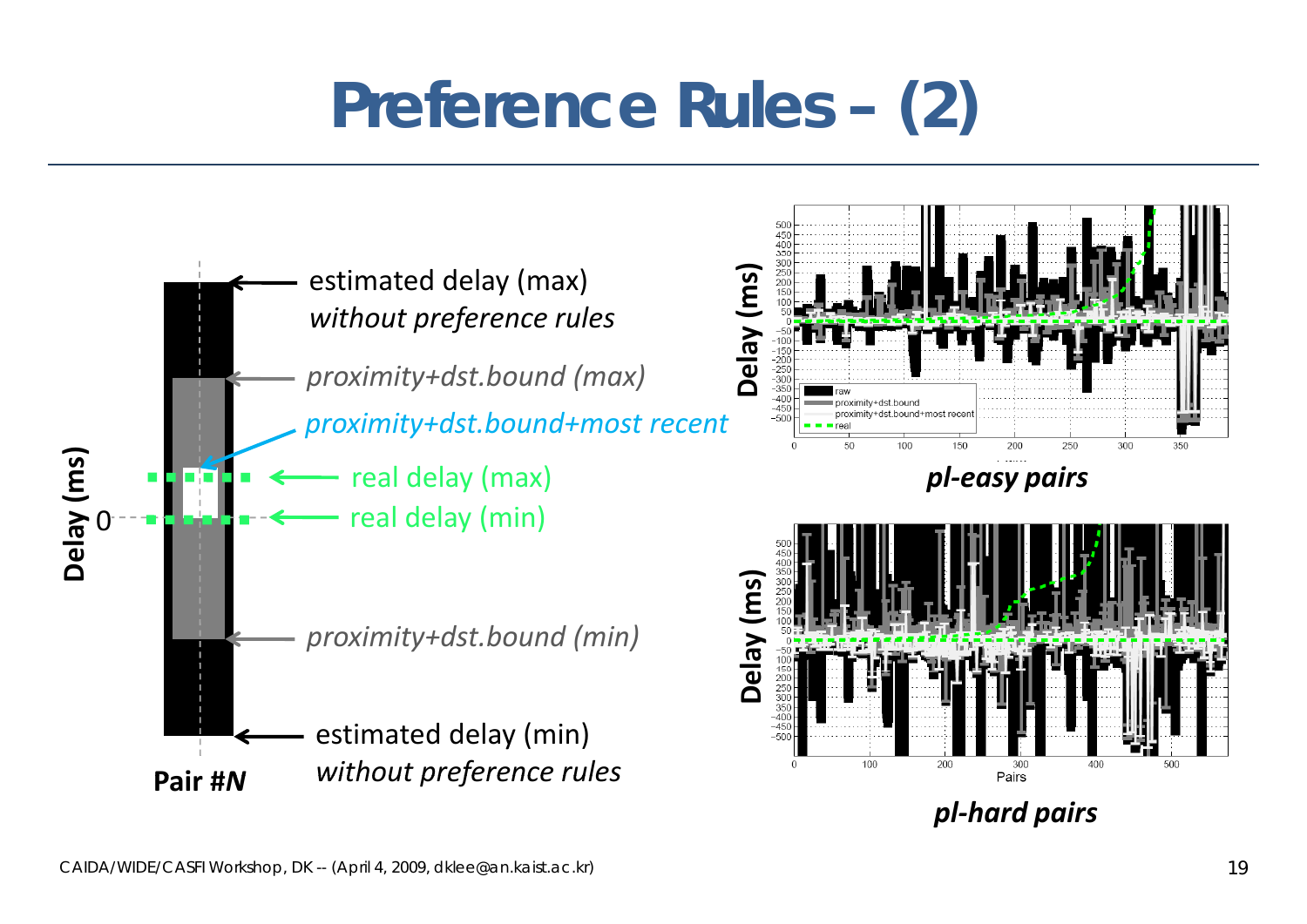# Preference Rules – (2)

estimated delay (max)
*without preference rules*

*proximity+dst.bound (max)*

*proximity+dst.bound+most recent*

real delay (max)

real delay (min)

*proximity+dst.bound (min)*

estimated delay (min)
*without preference rules*

Delay (ms)

0

**Pair #*N***

***pl-easy pairs***

***pl-hard pairs***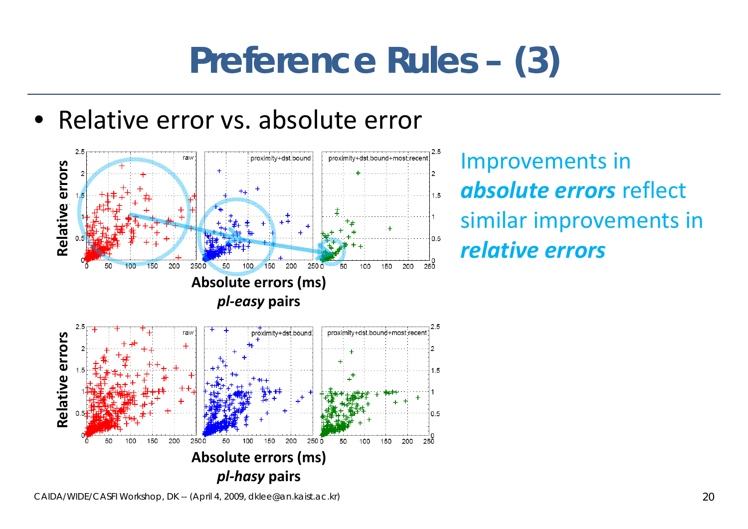# Preference Rules – (3)

- Relative error vs. absolute error

Relative errors

Absolute errors (ms)

***pl-easy*** **pairs**

Relative errors

Absolute errors (ms)

***pl-hasy*** **pairs**

Improvements in ***absolute errors*** reflect similar improvements in ***relative errors***

CAIDA/WIDE/CASFI Workshop, DK -- (April 4, 2009, dklee@an.kaist.ac.kr)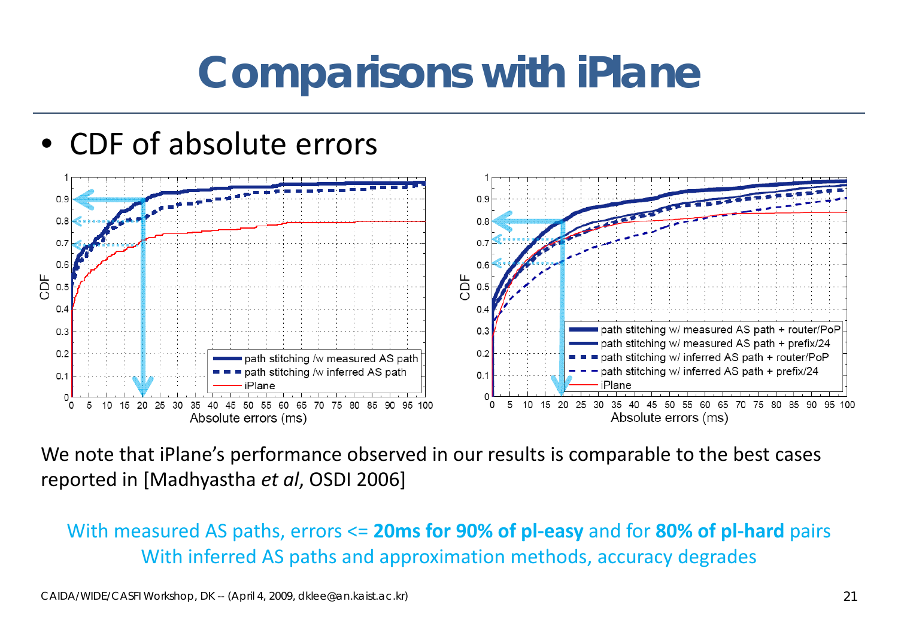# Comparisons with iPlane

- CDF of absolute errors

We note that iPlane's performance observed in our results is comparable to the best cases reported in [Madhyastha *et al*, OSDI 2006]

With measured AS paths, errors <= **20ms for 90% of pl-easy** and for **80% of pl-hard** pairs
With inferred AS paths and approximation methods, accuracy degrades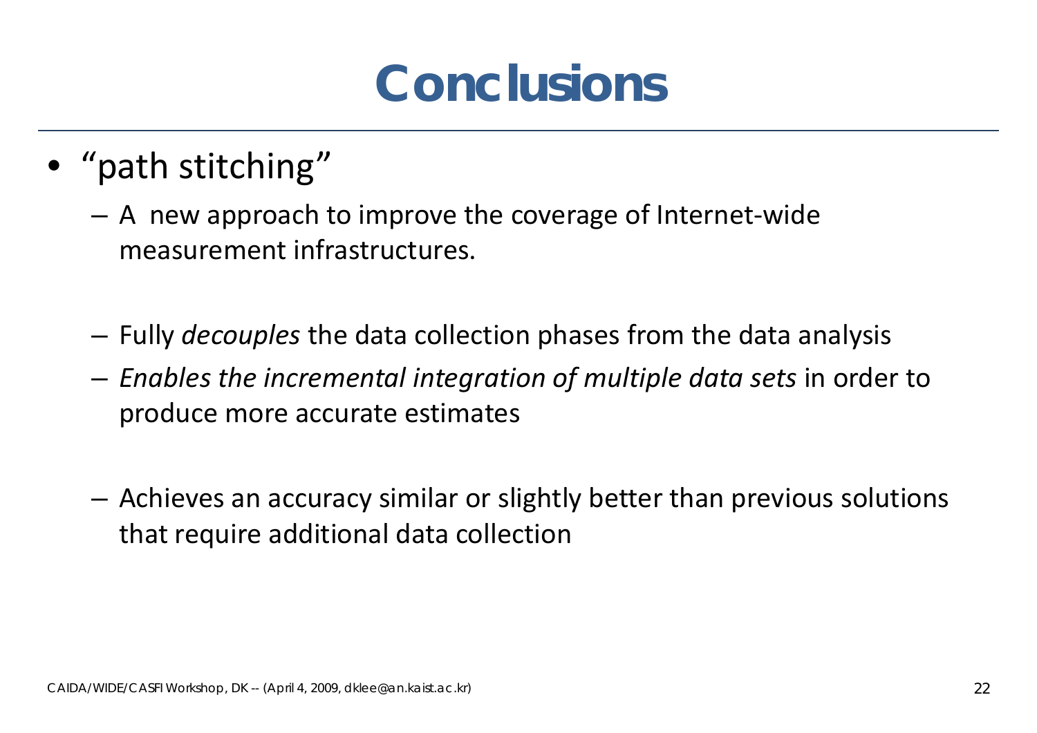# Conclusions

- "path stitching"
  - A new approach to improve the coverage of Internet-wide measurement infrastructures.
  - Fully *decouples* the data collection phases from the data analysis
  - *Enables the incremental integration of multiple data sets* in order to produce more accurate estimates
  - Achieves an accuracy similar or slightly better than previous solutions that require additional data collection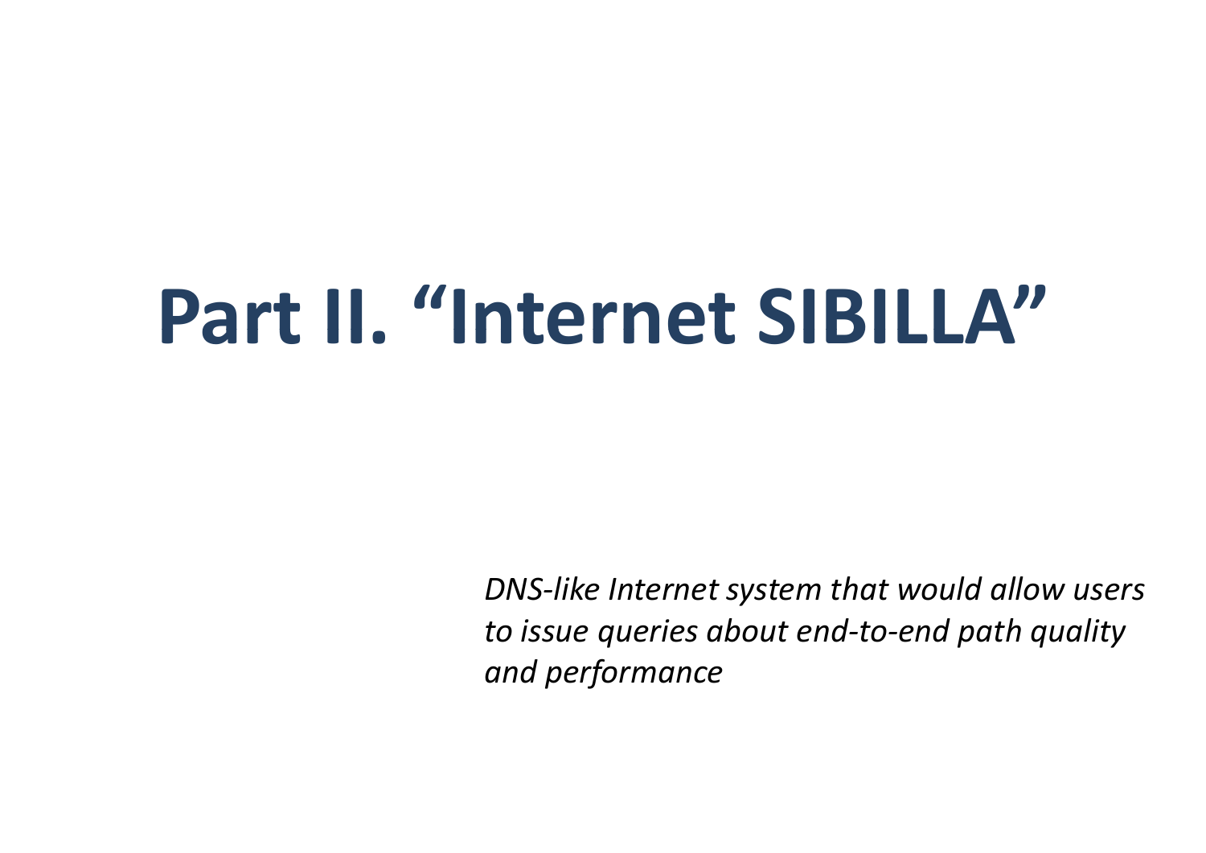# Part II. “Internet SIBILLA”

*DNS-like Internet system that would allow users to issue queries about end-to-end path quality and performance*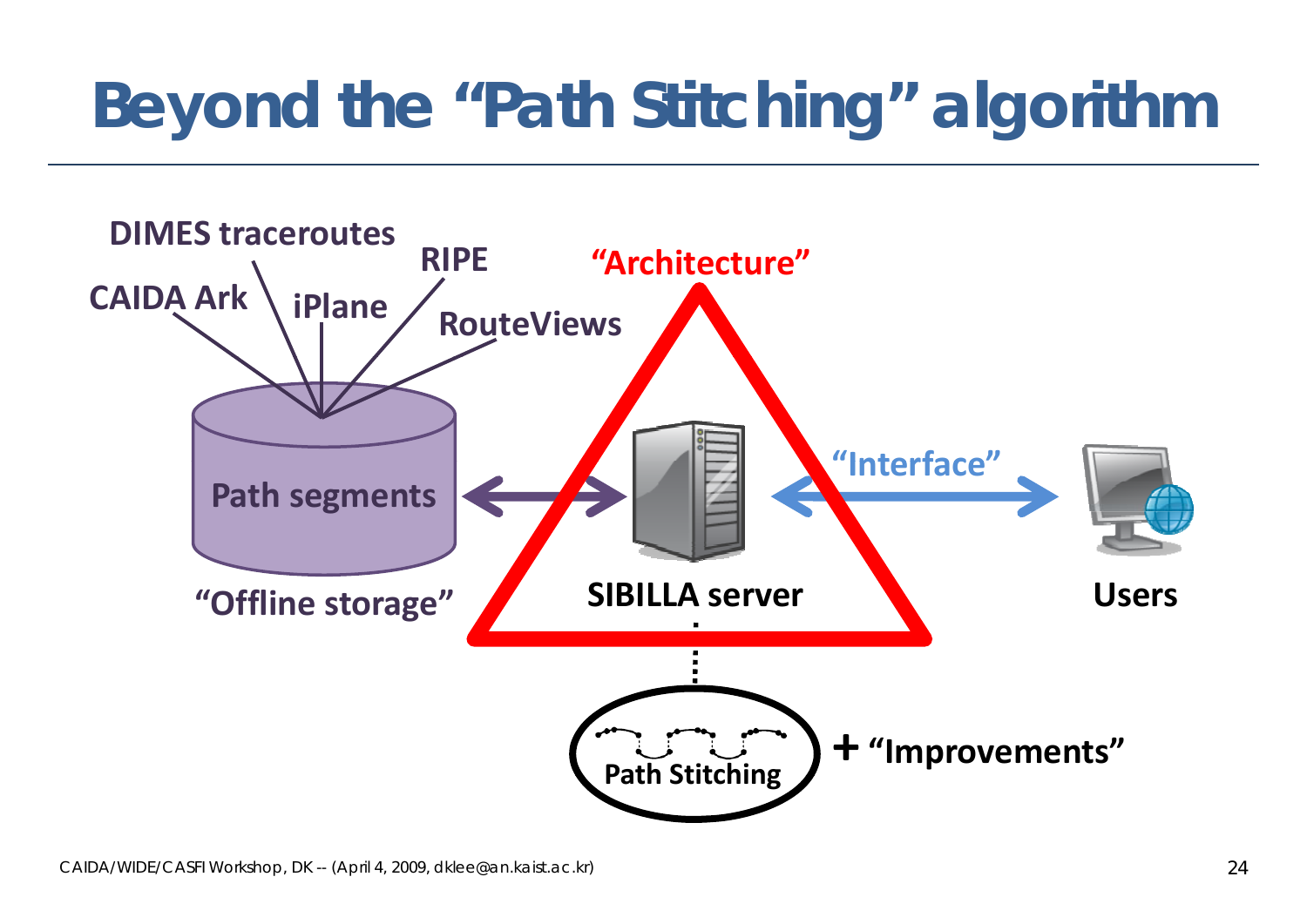# Beyond the "Path Stitching" algorithm

DIMES traceroutes

CAIDA Ark

iPlane

RIPE

RouteViews

Path segments

"Offline storage"

"Architecture"

SIBILLA server

"Interface"

Users

Path Stitching

+ "Improvements"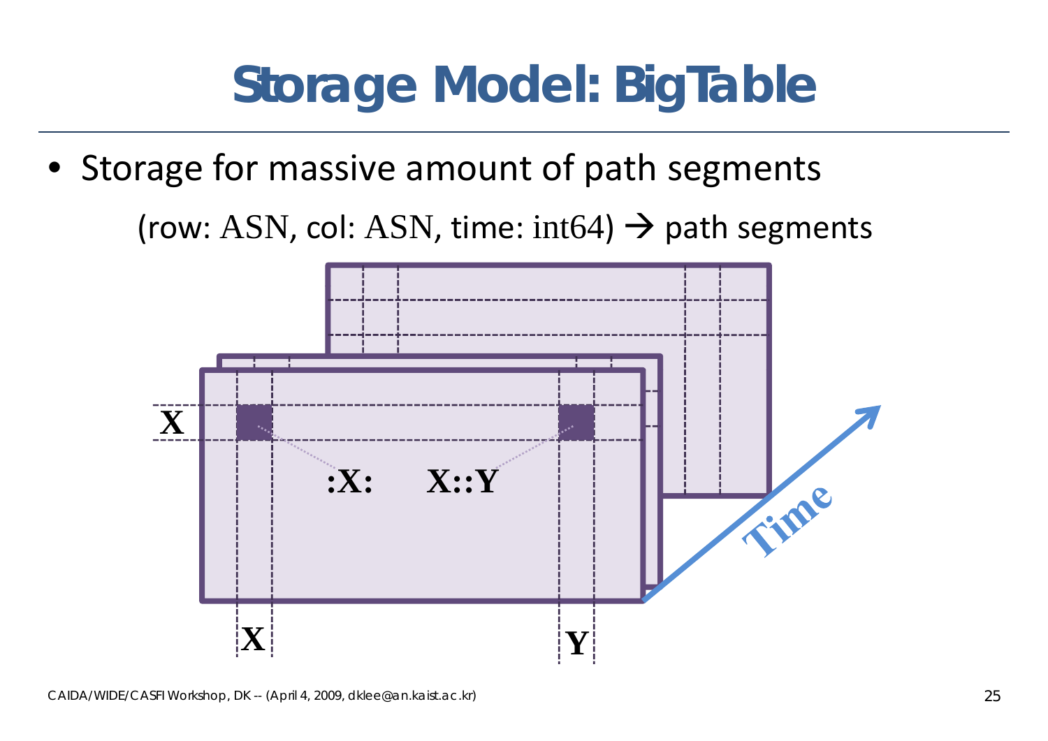# Storage Model: BigTable

- Storage for massive amount of path segments

(row: ASN, col: ASN, time: int64) → path segments

X

:X:  X::Y

X  Y

Time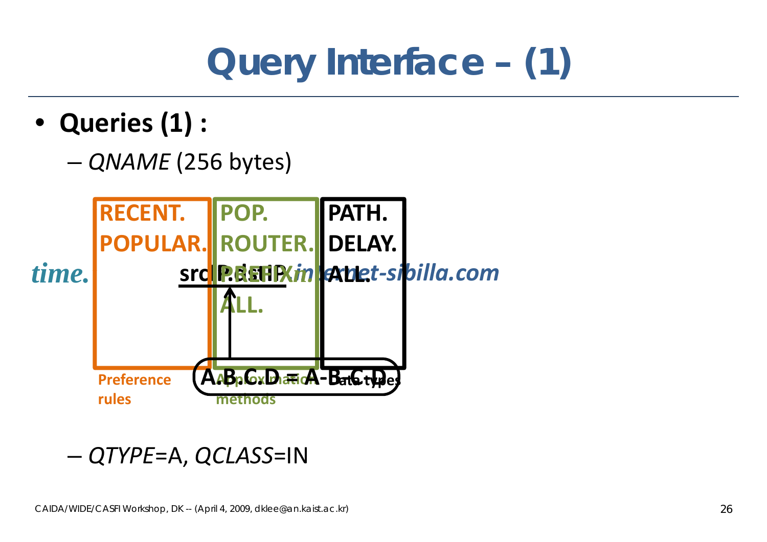# Query Interface – (1)

- **Queries (1) :**
  - *QNAME* (256 bytes)

*time.*

| RECENT. | POP. | PATH. |
|---|---|---|
| POPULAR. | ROUTER. | DELAY. |
| | PREFIX. | ALL. |
| | ALL. | |
| Preference rules | Approximation methods | Data types |

srcIP.dstIP *.internet-sibilla.com*

A.B.C.D = A-B.C.D

  - *QTYPE*=A, *QCLASS*=IN

CAIDA/WIDE/CASFI Workshop, DK -- (April 4, 2009, dklee@an.kaist.ac.kr)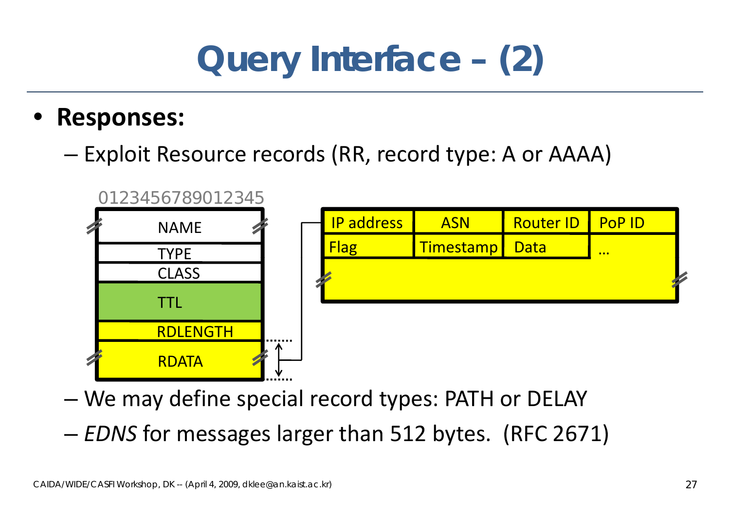# Query Interface – (2)

- **Responses:**
  - Exploit Resource records (RR, record type: A or AAAA)

0123456789012345

| NAME |
|---|
| TYPE |
| CLASS |
| TTL |
| RDLENGTH |
| RDATA |

| IP address | ASN | Router ID | PoP ID |
|---|---|---|---|
| Flag | Timestamp | Data | … |

  - We may define special record types: PATH or DELAY
  - *EDNS* for messages larger than 512 bytes. (RFC 2671)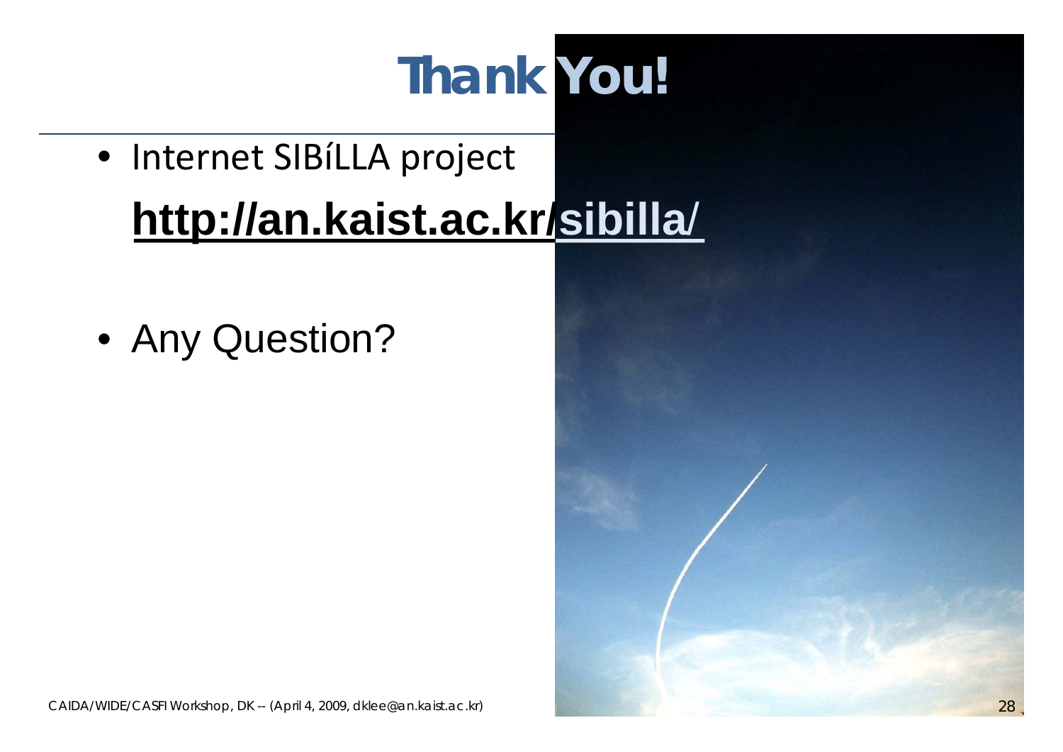# Thank You!

- Internet SIBíLLA project
  **http://an.kaist.ac.kr/sibilla/**

- Any Question?

CAIDA/WIDE/CASFI Workshop, DK -- (April 4, 2009, dklee@an.kaist.ac.kr)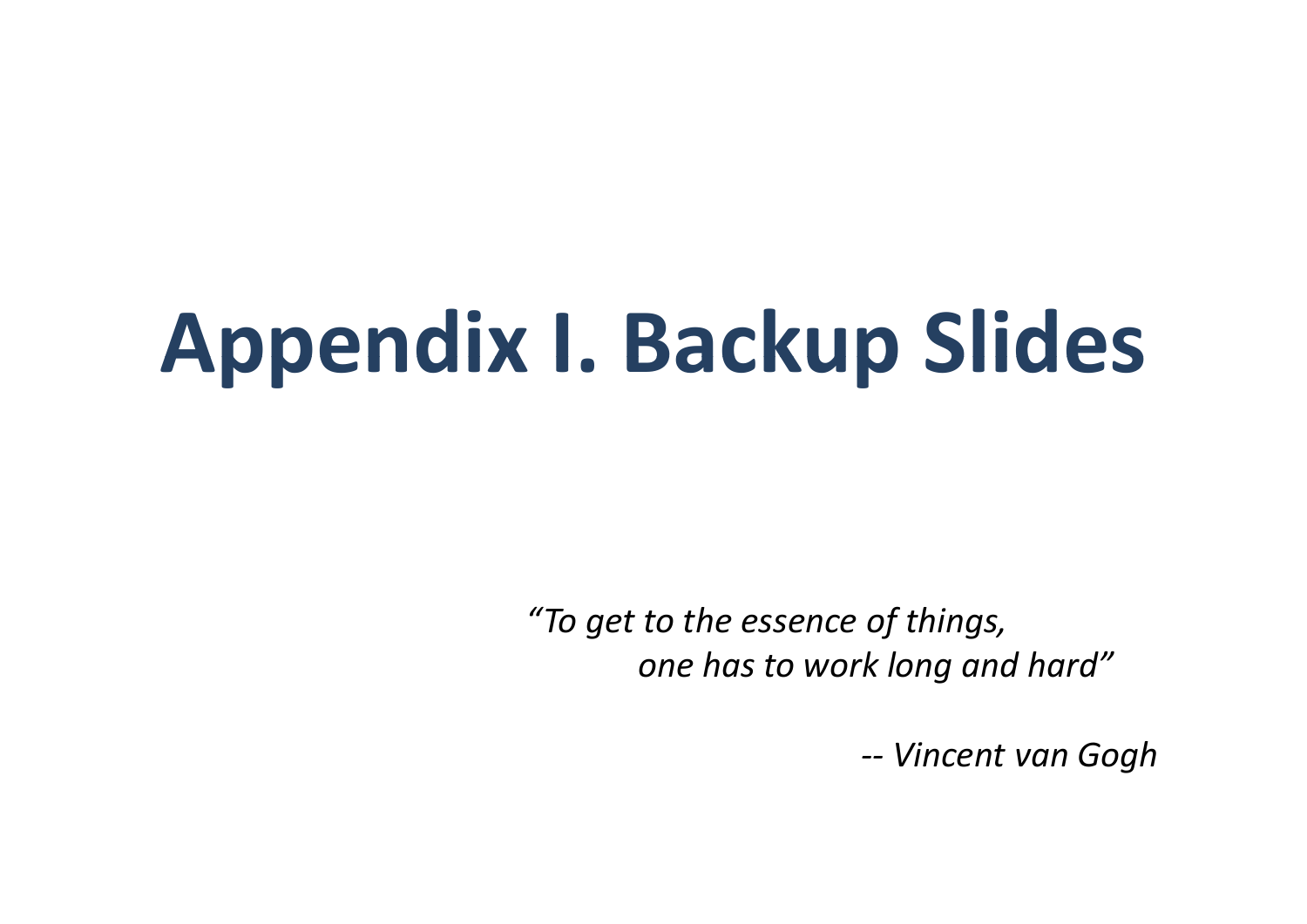# Appendix I. Backup Slides

*"To get to the essence of things,*
*one has to work long and hard"*

*-- Vincent van Gogh*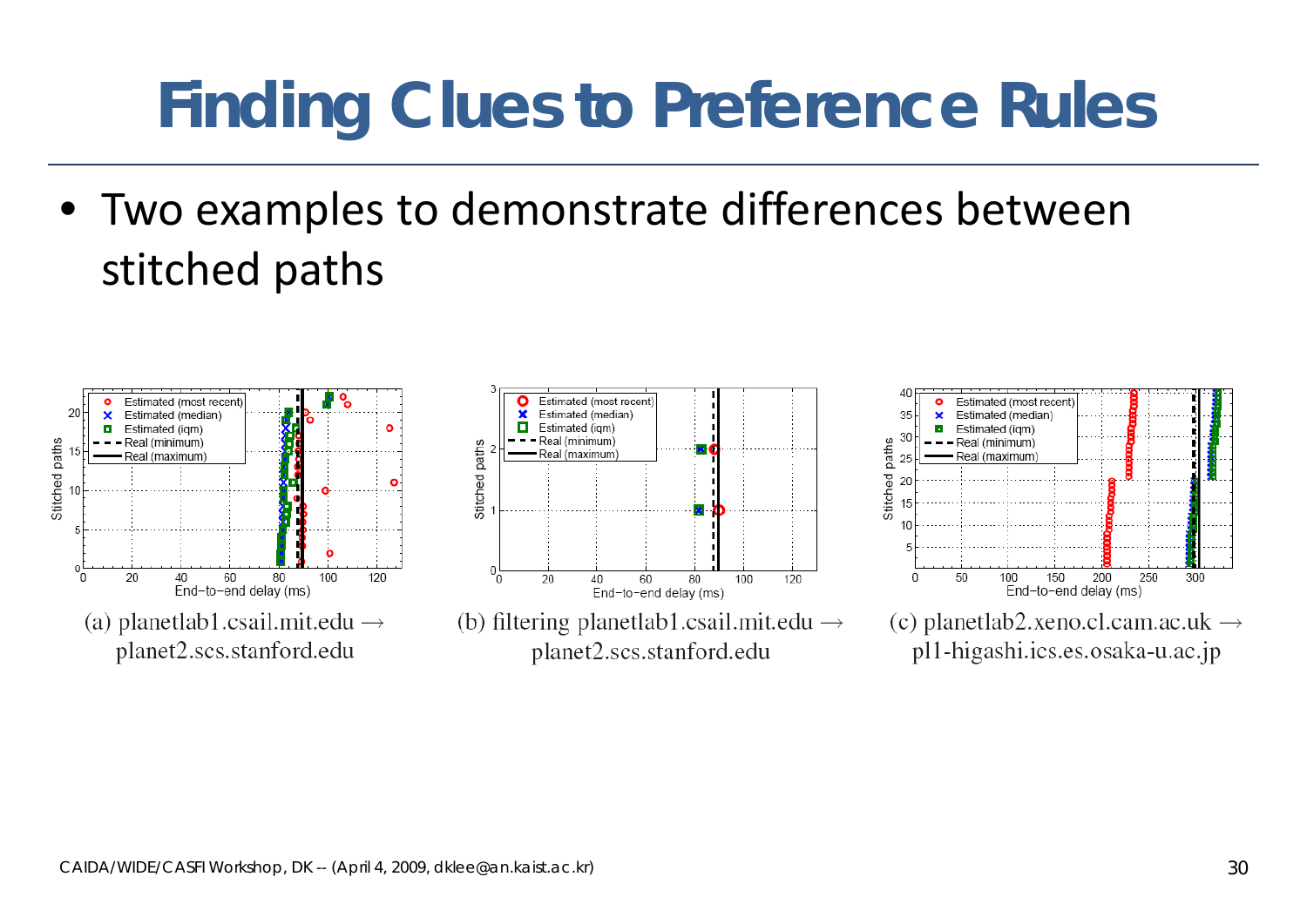# Finding Clues to Preference Rules

- Two examples to demonstrate differences between stitched paths

(a) planetlab1.csail.mit.edu → planet2.scs.stanford.edu

(b) filtering planetlab1.csail.mit.edu → planet2.scs.stanford.edu

(c) planetlab2.xeno.cl.cam.ac.uk → pl1-higashi.ics.es.osaka-u.ac.jp

CAIDA/WIDE/CASFI Workshop, DK -- (April 4, 2009, dklee@an.kaist.ac.kr)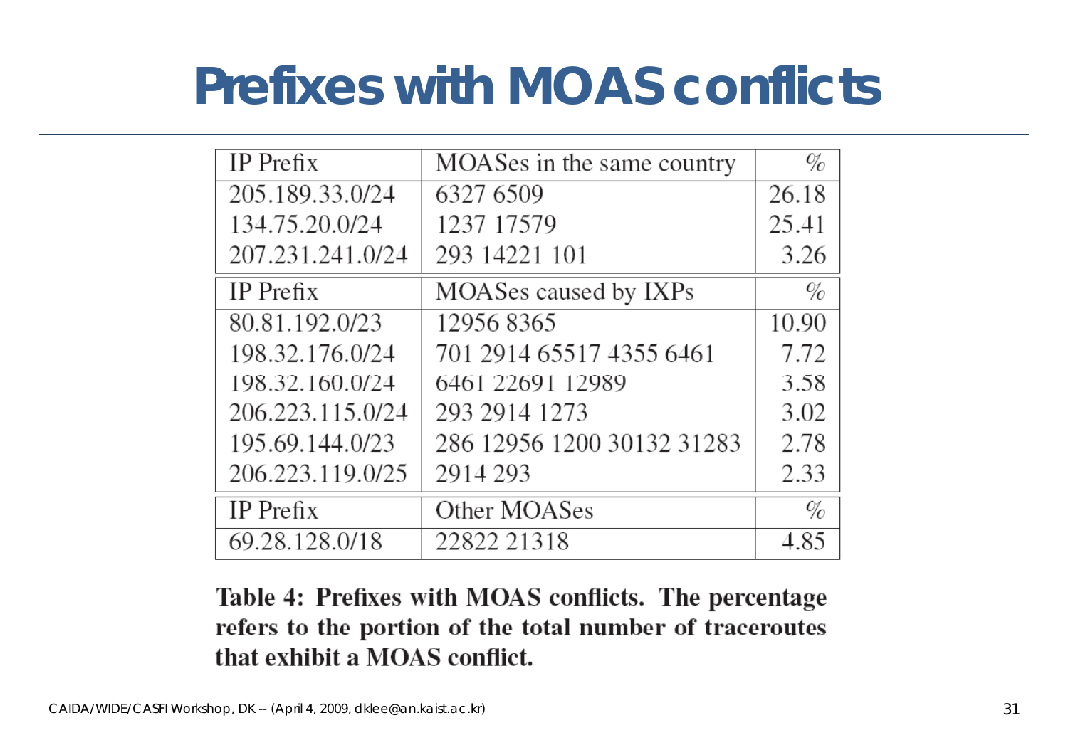# Prefixes with MOAS conflicts

| IP Prefix | MOASes in the same country | % |
|---|---|---|
| 205.189.33.0/24 | 6327 6509 | 26.18 |
| 134.75.20.0/24 | 1237 17579 | 25.41 |
| 207.231.241.0/24 | 293 14221 101 | 3.26 |
| **IP Prefix** | **MOASes caused by IXPs** | **%** |
| 80.81.192.0/23 | 12956 8365 | 10.90 |
| 198.32.176.0/24 | 701 2914 65517 4355 6461 | 7.72 |
| 198.32.160.0/24 | 6461 22691 12989 | 3.58 |
| 206.223.115.0/24 | 293 2914 1273 | 3.02 |
| 195.69.144.0/23 | 286 12956 1200 30132 31283 | 2.78 |
| 206.223.119.0/25 | 2914 293 | 2.33 |
| **IP Prefix** | **Other MOASes** | **%** |
| 69.28.128.0/18 | 22822 21318 | 4.85 |

**Table 4: Prefixes with MOAS conflicts. The percentage refers to the portion of the total number of traceroutes that exhibit a MOAS conflict.**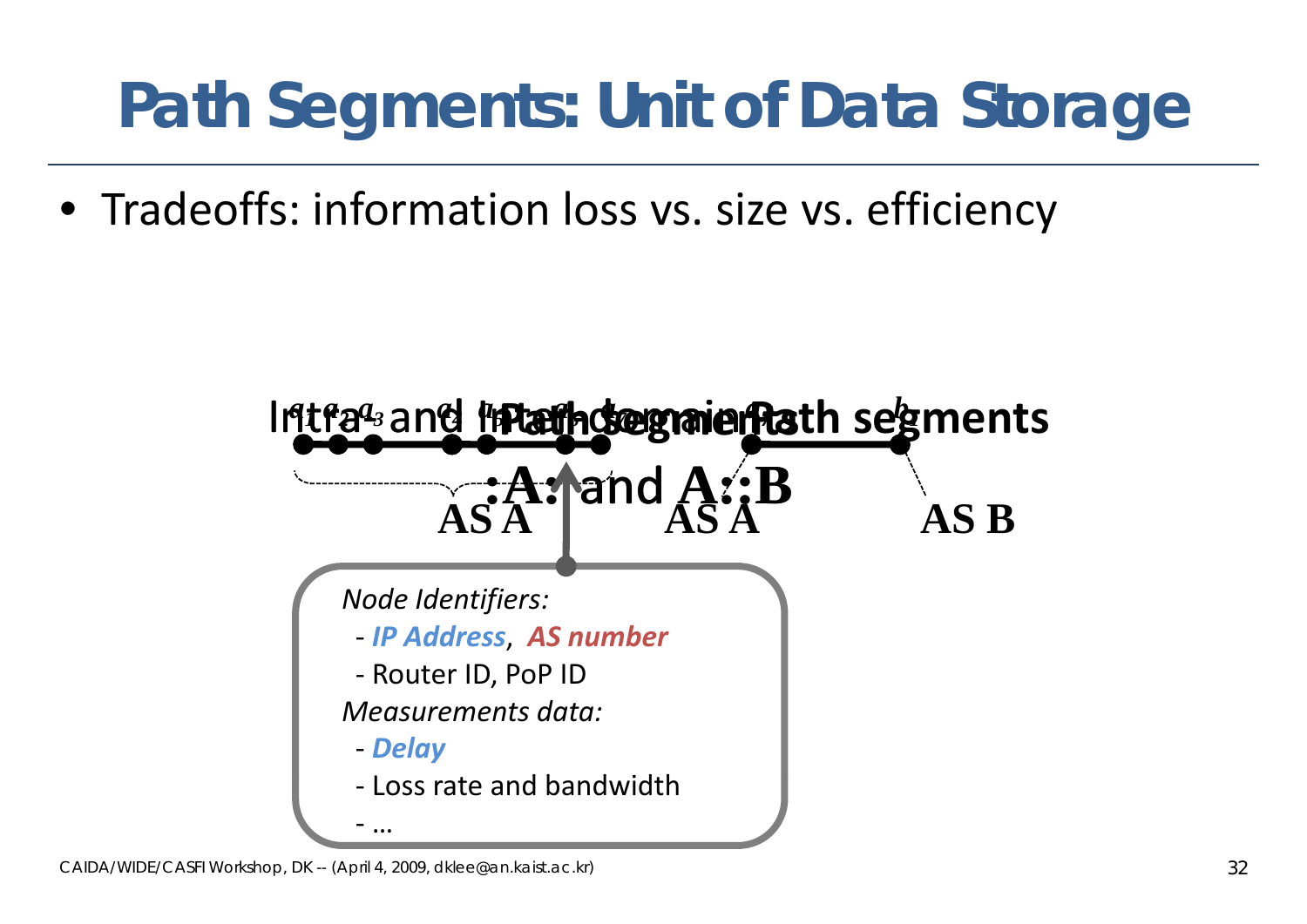# Path Segments: Unit of Data Storage

- Tradeoffs: information loss vs. size vs. efficiency

Intra and Inter-domain Path segments

:A: and A::B

AS A AS A AS B

*Node Identifiers:*

- ***IP Address***, ***AS number***
- Router ID, PoP ID

*Measurements data:*

- ***Delay***
- Loss rate and bandwidth
- …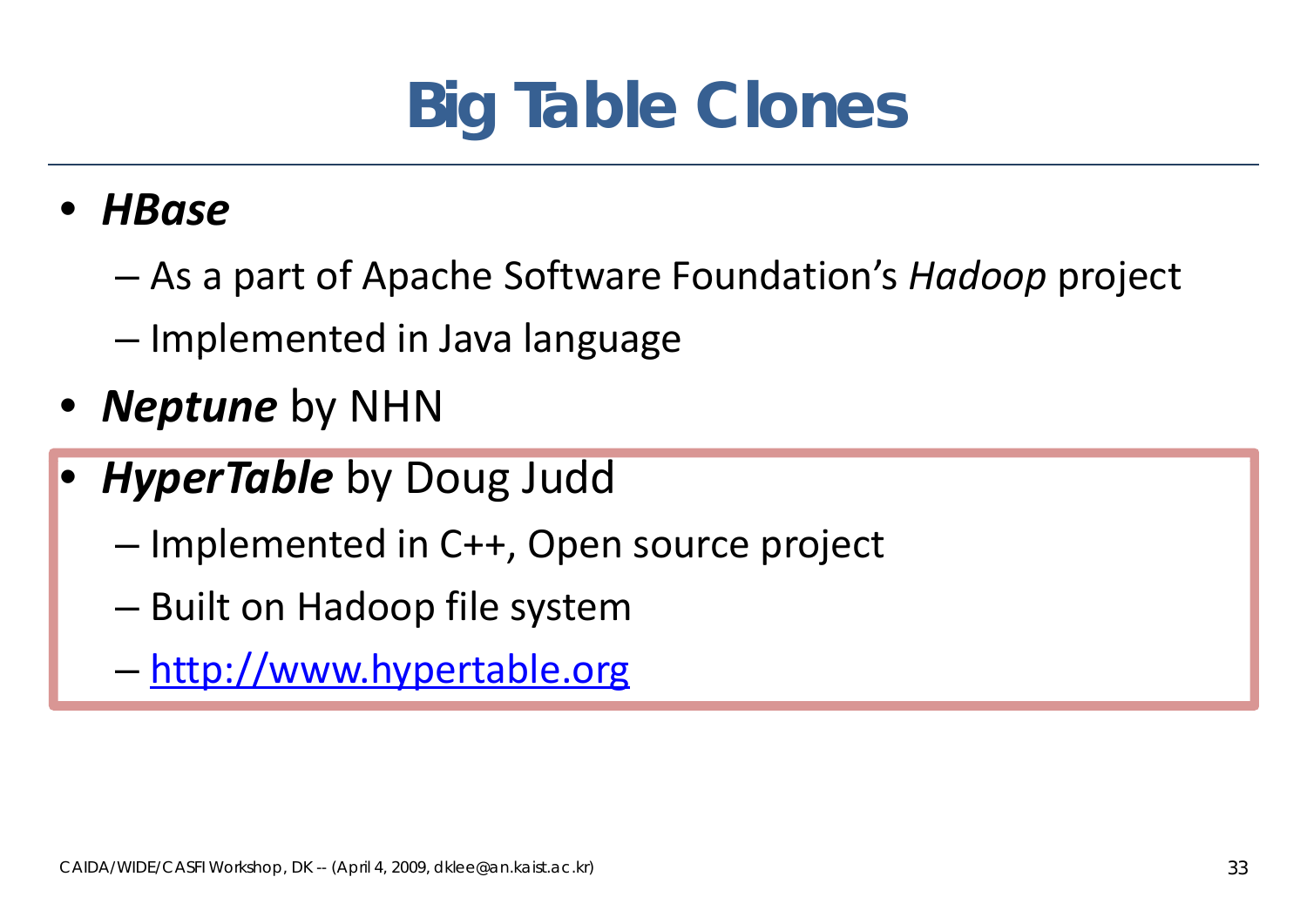# Big Table Clones

- ***HBase***
  - As a part of Apache Software Foundation's *Hadoop* project
  - Implemented in Java language
- ***Neptune*** by NHN
- ***HyperTable*** by Doug Judd
  - Implemented in C++, Open source project
  - Built on Hadoop file system
  - http://www.hypertable.org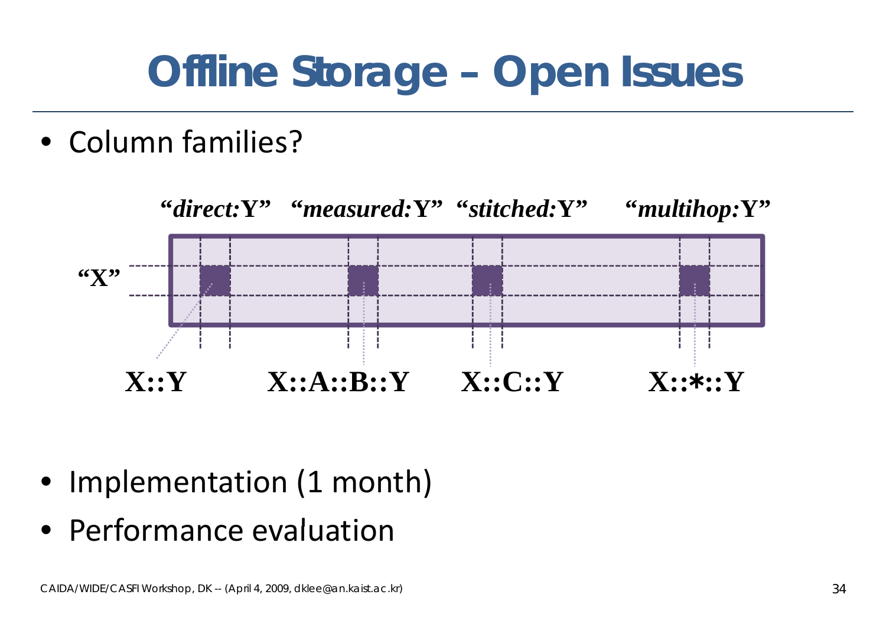# Offline Storage – Open Issues

- Column families?

*"direct:Y"* *"measured:Y"* *"stitched:Y"* *"multihop:Y"*

**"X"**

**X::Y** **X::A::B::Y** **X::C::Y** **X::*::Y**

- Implementation (1 month)
- Performance evaluation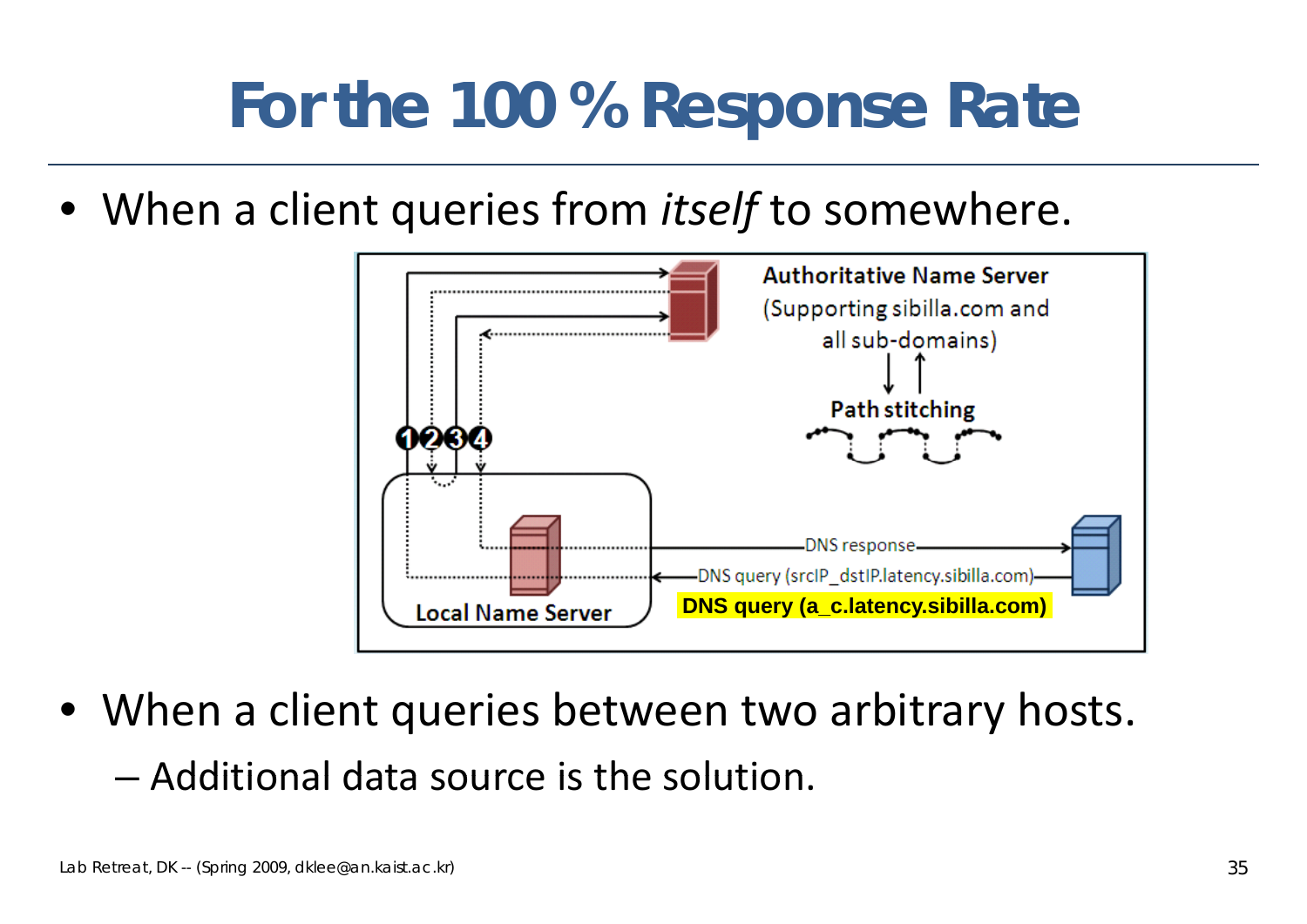# For the 100 % Response Rate

- When a client queries from *itself* to somewhere.

Authoritative Name Server (Supporting sibilla.com and all sub-domains)

Path stitching

Local Name Server

DNS response

DNS query (srcIP_dstIP.latency.sibilla.com)

DNS query (a_c.latency.sibilla.com)

- When a client queries between two arbitrary hosts.
  - Additional data source is the solution.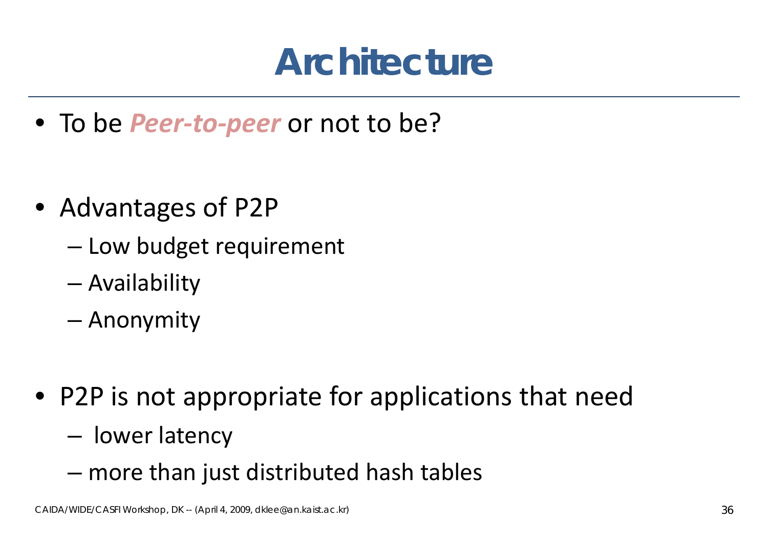# Architecture

- To be ***Peer-to-peer*** or not to be?

- Advantages of P2P
  - Low budget requirement
  - Availability
  - Anonymity

- P2P is not appropriate for applications that need
  - lower latency
  - more than just distributed hash tables